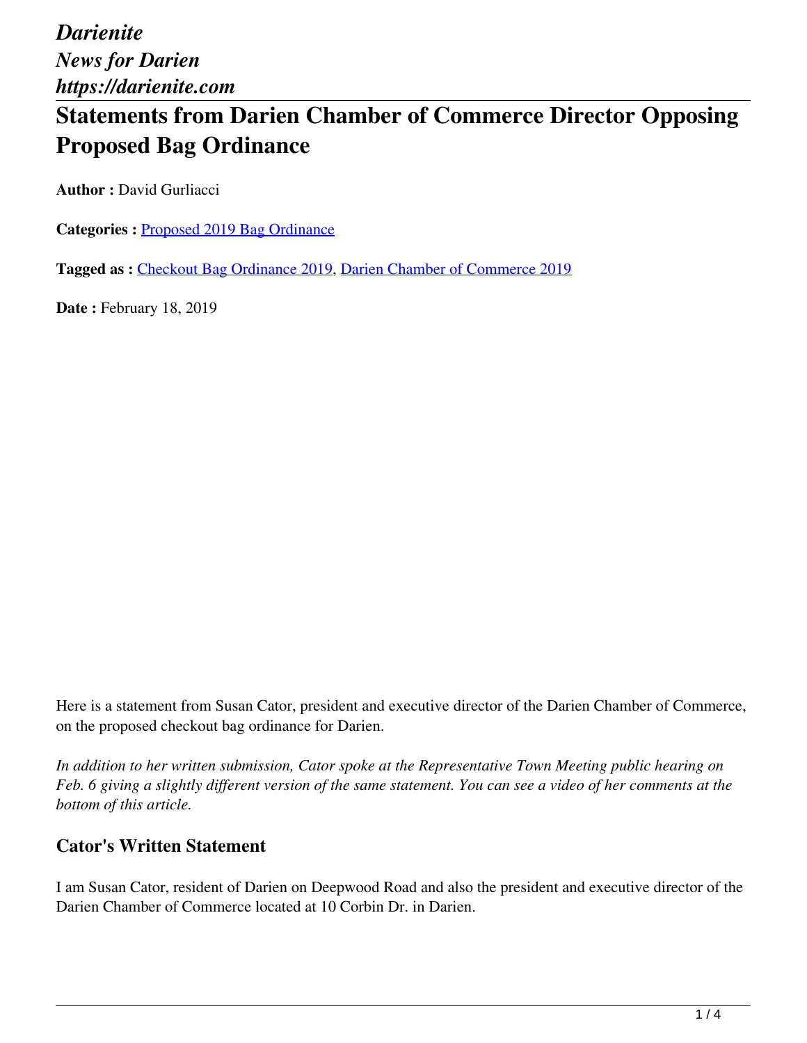*Darienite*
*News for Darien*
*https://darienite.com*

# Statements from Darien Chamber of Commerce Director Opposing Proposed Bag Ordinance

**Author :** David Gurliacci

**Categories :** Proposed 2019 Bag Ordinance

**Tagged as :** Checkout Bag Ordinance 2019, Darien Chamber of Commerce 2019

**Date :** February 18, 2019

Here is a statement from Susan Cator, president and executive director of the Darien Chamber of Commerce, on the proposed checkout bag ordinance for Darien.

*In addition to her written submission, Cator spoke at the Representative Town Meeting public hearing on Feb. 6 giving a slightly different version of the same statement. You can see a video of her comments at the bottom of this article.*

## Cator's Written Statement

I am Susan Cator, resident of Darien on Deepwood Road and also the president and executive director of the Darien Chamber of Commerce located at 10 Corbin Dr. in Darien.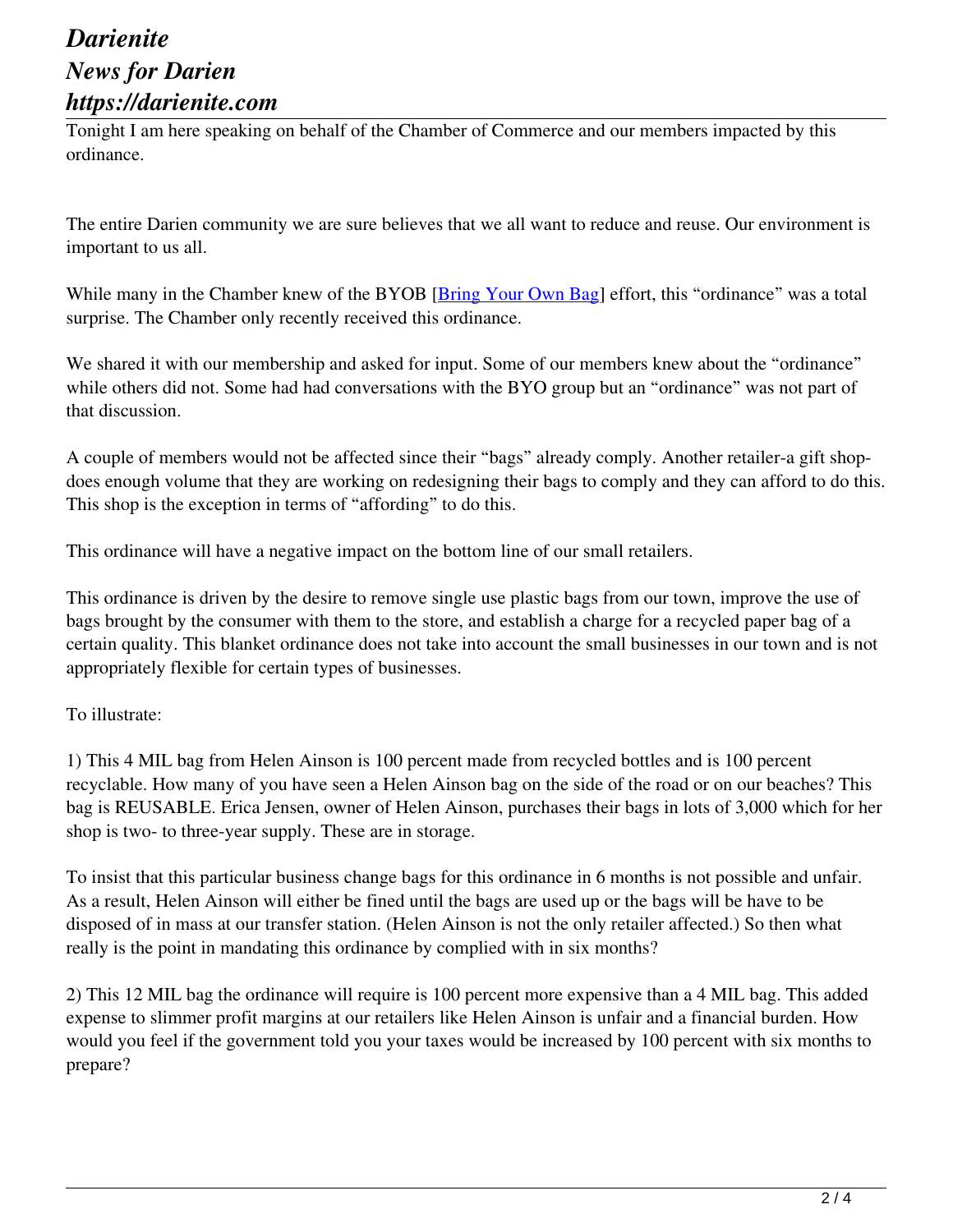Tonight I am here speaking on behalf of the Chamber of Commerce and our members impacted by this ordinance.

The entire Darien community we are sure believes that we all want to reduce and reuse. Our environment is important to us all.

While many in the Chamber knew of the BYOB [Bring Your Own Bag] effort, this "ordinance" was a total surprise. The Chamber only recently received this ordinance.

We shared it with our membership and asked for input. Some of our members knew about the "ordinance" while others did not. Some had had conversations with the BYO group but an "ordinance" was not part of that discussion.

A couple of members would not be affected since their "bags" already comply. Another retailer-a gift shop-does enough volume that they are working on redesigning their bags to comply and they can afford to do this. This shop is the exception in terms of "affording" to do this.

This ordinance will have a negative impact on the bottom line of our small retailers.

This ordinance is driven by the desire to remove single use plastic bags from our town, improve the use of bags brought by the consumer with them to the store, and establish a charge for a recycled paper bag of a certain quality. This blanket ordinance does not take into account the small businesses in our town and is not appropriately flexible for certain types of businesses.

To illustrate:

1) This 4 MIL bag from Helen Ainson is 100 percent made from recycled bottles and is 100 percent recyclable. How many of you have seen a Helen Ainson bag on the side of the road or on our beaches? This bag is REUSABLE. Erica Jensen, owner of Helen Ainson, purchases their bags in lots of 3,000 which for her shop is two- to three-year supply. These are in storage.

To insist that this particular business change bags for this ordinance in 6 months is not possible and unfair. As a result, Helen Ainson will either be fined until the bags are used up or the bags will be have to be disposed of in mass at our transfer station. (Helen Ainson is not the only retailer affected.) So then what really is the point in mandating this ordinance by complied with in six months?

2) This 12 MIL bag the ordinance will require is 100 percent more expensive than a 4 MIL bag. This added expense to slimmer profit margins at our retailers like Helen Ainson is unfair and a financial burden. How would you feel if the government told you your taxes would be increased by 100 percent with six months to prepare?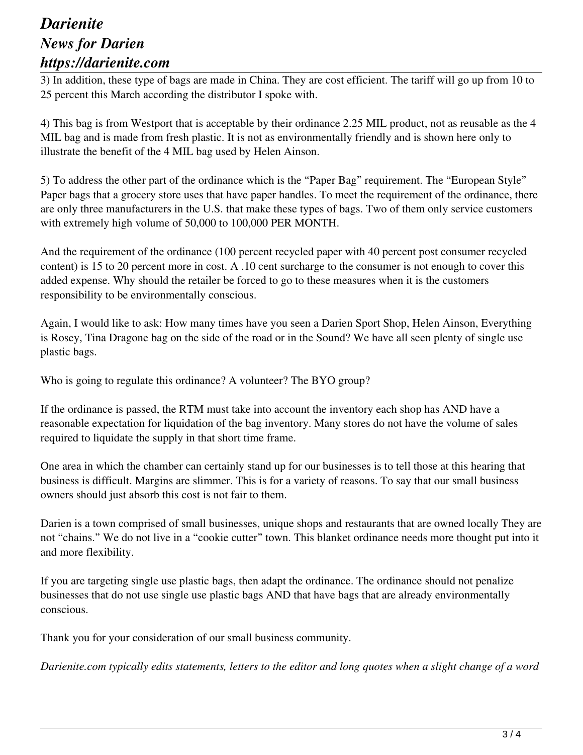3) In addition, these type of bags are made in China. They are cost efficient. The tariff will go up from 10 to 25 percent this March according the distributor I spoke with.

4) This bag is from Westport that is acceptable by their ordinance 2.25 MIL product, not as reusable as the 4 MIL bag and is made from fresh plastic. It is not as environmentally friendly and is shown here only to illustrate the benefit of the 4 MIL bag used by Helen Ainson.

5) To address the other part of the ordinance which is the "Paper Bag" requirement. The "European Style" Paper bags that a grocery store uses that have paper handles. To meet the requirement of the ordinance, there are only three manufacturers in the U.S. that make these types of bags. Two of them only service customers with extremely high volume of 50,000 to 100,000 PER MONTH.

And the requirement of the ordinance (100 percent recycled paper with 40 percent post consumer recycled content) is 15 to 20 percent more in cost. A .10 cent surcharge to the consumer is not enough to cover this added expense. Why should the retailer be forced to go to these measures when it is the customers responsibility to be environmentally conscious.

Again, I would like to ask: How many times have you seen a Darien Sport Shop, Helen Ainson, Everything is Rosey, Tina Dragone bag on the side of the road or in the Sound? We have all seen plenty of single use plastic bags.

Who is going to regulate this ordinance? A volunteer? The BYO group?

If the ordinance is passed, the RTM must take into account the inventory each shop has AND have a reasonable expectation for liquidation of the bag inventory. Many stores do not have the volume of sales required to liquidate the supply in that short time frame.

One area in which the chamber can certainly stand up for our businesses is to tell those at this hearing that business is difficult. Margins are slimmer. This is for a variety of reasons. To say that our small business owners should just absorb this cost is not fair to them.

Darien is a town comprised of small businesses, unique shops and restaurants that are owned locally They are not "chains." We do not live in a "cookie cutter" town. This blanket ordinance needs more thought put into it and more flexibility.

If you are targeting single use plastic bags, then adapt the ordinance. The ordinance should not penalize businesses that do not use single use plastic bags AND that have bags that are already environmentally conscious.

Thank you for your consideration of our small business community.

*Darienite.com typically edits statements, letters to the editor and long quotes when a slight change of a word*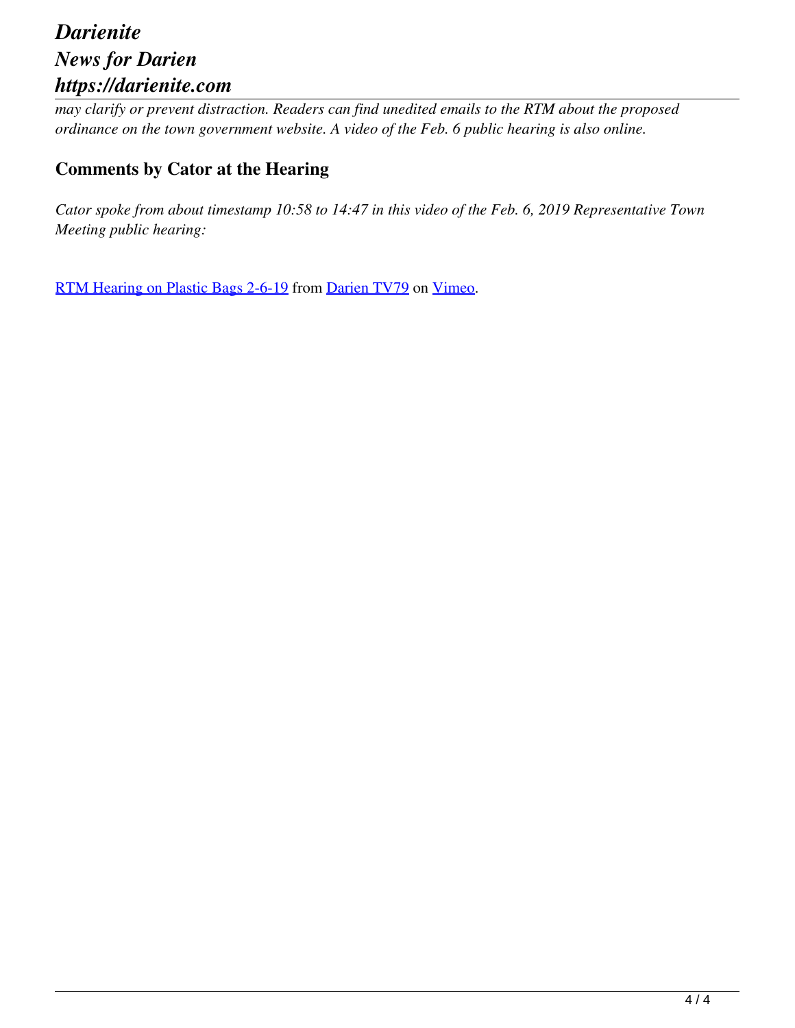*may clarify or prevent distraction. Readers can find unedited emails to the RTM about the proposed ordinance on the town government website. A video of the Feb. 6 public hearing is also online.*

## Comments by Cator at the Hearing

*Cator spoke from about timestamp 10:58 to 14:47 in this video of the Feb. 6, 2019 Representative Town Meeting public hearing:*

RTM Hearing on Plastic Bags 2-6-19 from Darien TV79 on Vimeo.